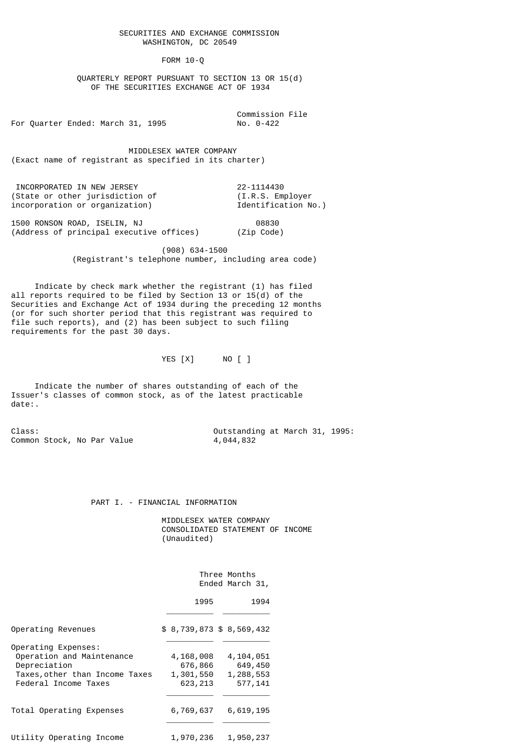SECURITIES AND EXCHANGE COMMISSION
WASHINGTON, DC 20549

# FORM 10-Q

QUARTERLY REPORT PURSUANT TO SECTION 13 OR 15(d)
OF THE SECURITIES EXCHANGE ACT OF 1934

For Quarter Ended: March 31, 1995

Commission File No. 0-422

## MIDDLESEX WATER COMPANY

(Exact name of registrant as specified in its charter)

| | |
|---|---|
| INCORPORATED IN NEW JERSEY | 22-1114430 |
| (State or other jurisdiction of incorporation or organization) | (I.R.S. Employer Identification No.) |
| 1500 RONSON ROAD, ISELIN, NJ | 08830 |
| (Address of principal executive offices) | (Zip Code) |

(908) 634-1500
(Registrant's telephone number, including area code)

Indicate by check mark whether the registrant (1) has filed all reports required to be filed by Section 13 or 15(d) of the Securities and Exchange Act of 1934 during the preceding 12 months (or for such shorter period that this registrant was required to file such reports), and (2) has been subject to such filing requirements for the past 30 days.

YES [X]      NO [ ]

Indicate the number of shares outstanding of each of the Issuer's classes of common stock, as of the latest practicable date:.

| Class: | Outstanding at March 31, 1995: |
|---|---|
| Common Stock, No Par Value | 4,044,832 |

## PART I. - FINANCIAL INFORMATION

MIDDLESEX WATER COMPANY
CONSOLIDATED STATEMENT OF INCOME
(Unaudited)

| | Three Months Ended March 31, | |
|---|---|---|
| | 1995 | 1994 |
| Operating Revenues | $ 8,739,873 | $ 8,569,432 |
| Operating Expenses: | | |
| Operation and Maintenance | 4,168,008 | 4,104,051 |
| Depreciation | 676,866 | 649,450 |
| Taxes,other than Income Taxes | 1,301,550 | 1,288,553 |
| Federal Income Taxes | 623,213 | 577,141 |
| Total Operating Expenses | 6,769,637 | 6,619,195 |
| Utility Operating Income | 1,970,236 | 1,950,237 |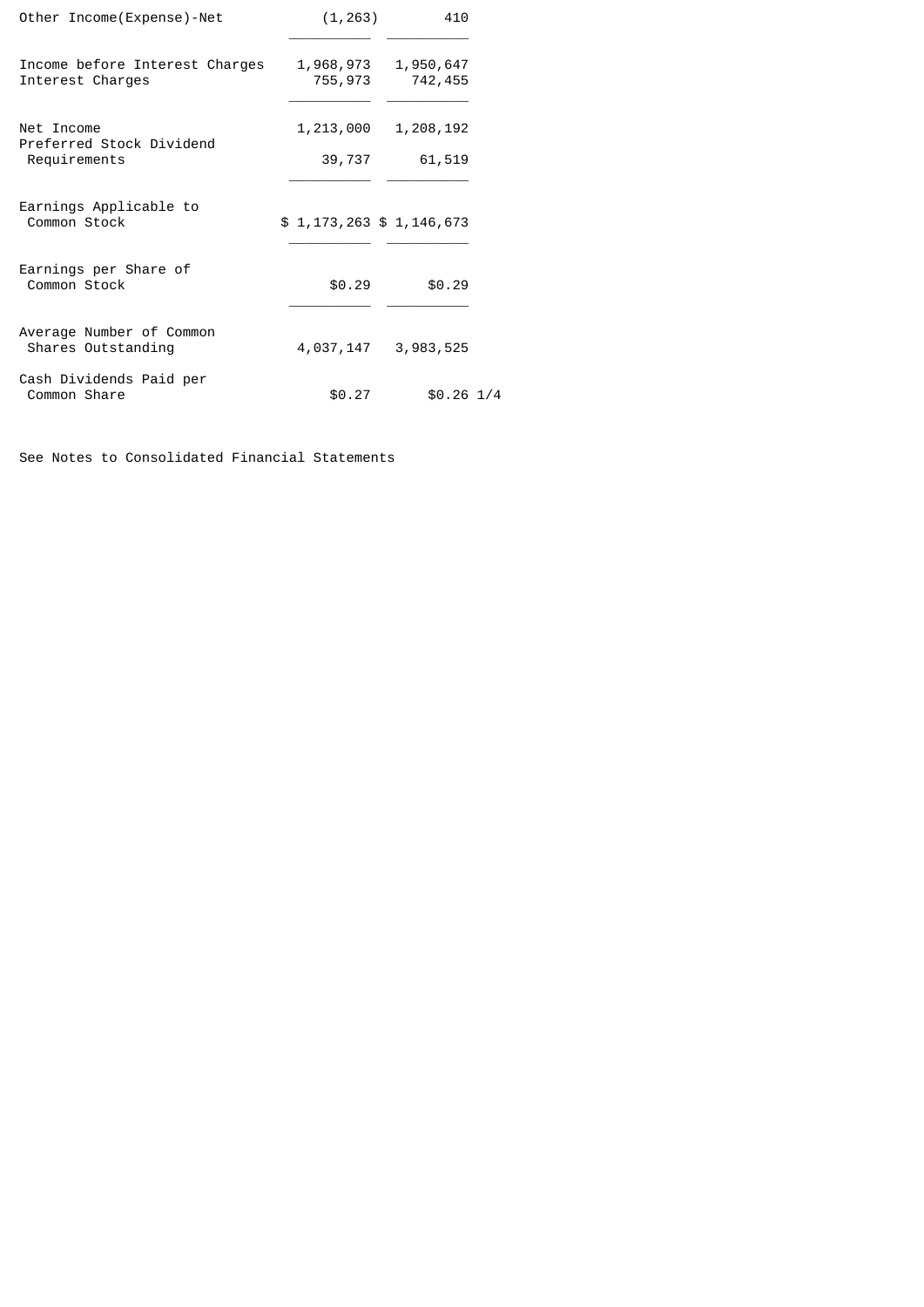| | | |
|---|---|---|
| Other Income(Expense)-Net | (1,263) | 410 |
| Income before Interest Charges | 1,968,973 | 1,950,647 |
| Interest Charges | 755,973 | 742,455 |
| Net Income | 1,213,000 | 1,208,192 |
| Preferred Stock Dividend Requirements | 39,737 | 61,519 |
| Earnings Applicable to Common Stock | $ 1,173,263 | $ 1,146,673 |
| Earnings per Share of Common Stock | $0.29 | $0.29 |
| Average Number of Common Shares Outstanding | 4,037,147 | 3,983,525 |
| Cash Dividends Paid per Common Share | $0.27 | $0.26 1/4 |

See Notes to Consolidated Financial Statements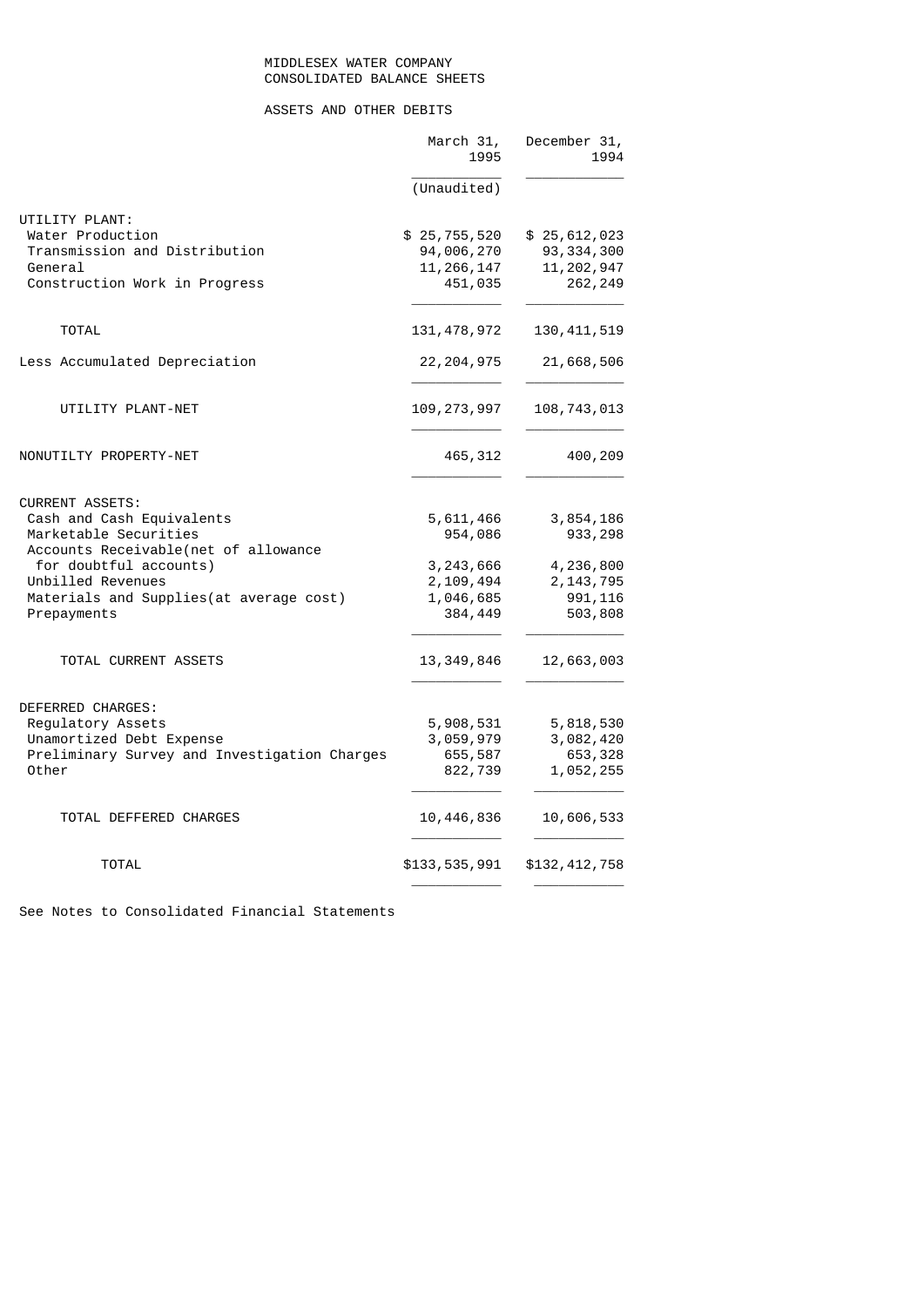# MIDDLESEX WATER COMPANY
## CONSOLIDATED BALANCE SHEETS

### ASSETS AND OTHER DEBITS

| | March 31, 1995 | December 31, 1994 |
|---|---|---|
| | (Unaudited) | |
| UTILITY PLANT: | | |
| Water Production | $ 25,755,520 | $ 25,612,023 |
| Transmission and Distribution | 94,006,270 | 93,334,300 |
| General | 11,266,147 | 11,202,947 |
| Construction Work in Progress | 451,035 | 262,249 |
| TOTAL | 131,478,972 | 130,411,519 |
| Less Accumulated Depreciation | 22,204,975 | 21,668,506 |
| UTILITY PLANT-NET | 109,273,997 | 108,743,013 |
| NONUTILTY PROPERTY-NET | 465,312 | 400,209 |
| CURRENT ASSETS: | | |
| Cash and Cash Equivalents | 5,611,466 | 3,854,186 |
| Marketable Securities | 954,086 | 933,298 |
| Accounts Receivable(net of allowance for doubtful accounts) | 3,243,666 | 4,236,800 |
| Unbilled Revenues | 2,109,494 | 2,143,795 |
| Materials and Supplies(at average cost) | 1,046,685 | 991,116 |
| Prepayments | 384,449 | 503,808 |
| TOTAL CURRENT ASSETS | 13,349,846 | 12,663,003 |
| DEFERRED CHARGES: | | |
| Regulatory Assets | 5,908,531 | 5,818,530 |
| Unamortized Debt Expense | 3,059,979 | 3,082,420 |
| Preliminary Survey and Investigation Charges | 655,587 | 653,328 |
| Other | 822,739 | 1,052,255 |
| TOTAL DEFFERED CHARGES | 10,446,836 | 10,606,533 |
| TOTAL | $133,535,991 | $132,412,758 |

See Notes to Consolidated Financial Statements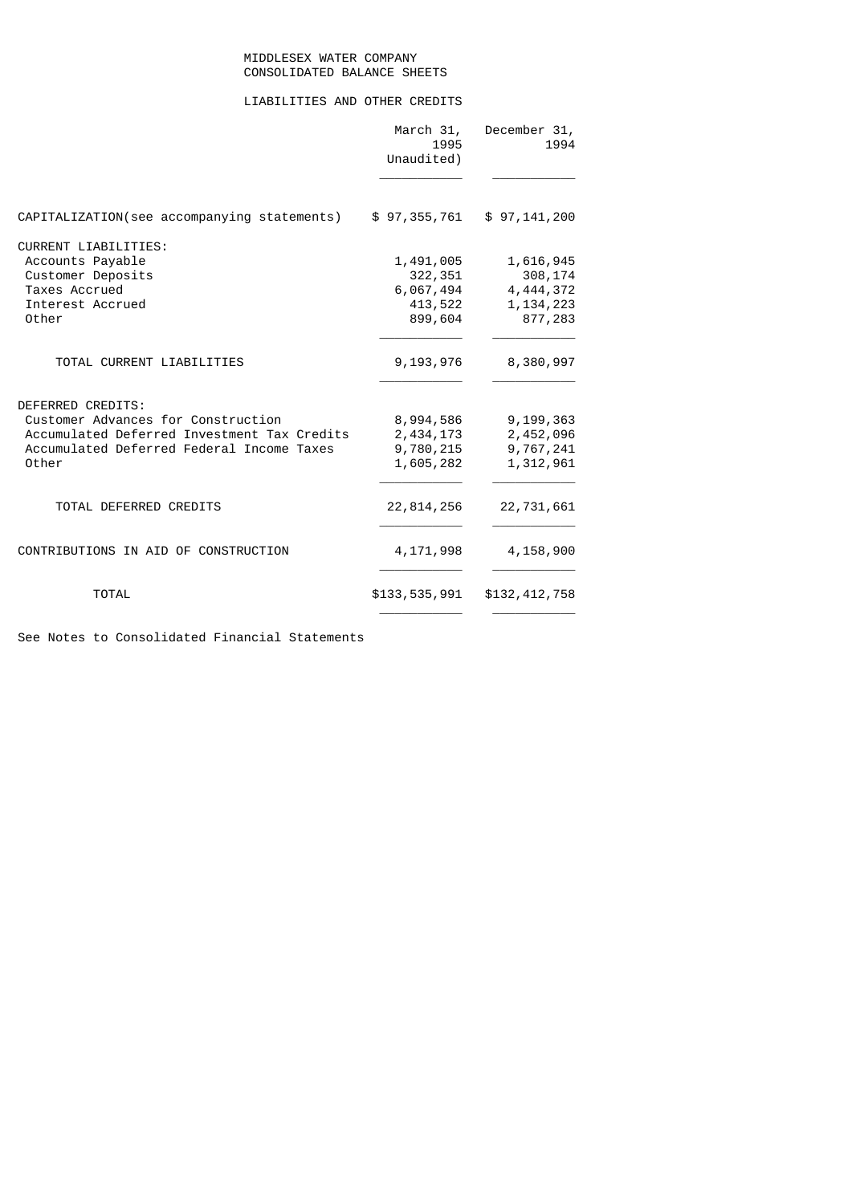MIDDLESEX WATER COMPANY
CONSOLIDATED BALANCE SHEETS

LIABILITIES AND OTHER CREDITS

| | March 31, 1995 Unaudited) | December 31, 1994 |
|---|---|---|
| CAPITALIZATION(see accompanying statements) | $ 97,355,761 | $ 97,141,200 |
| CURRENT LIABILITIES: | | |
| Accounts Payable | 1,491,005 | 1,616,945 |
| Customer Deposits | 322,351 | 308,174 |
| Taxes Accrued | 6,067,494 | 4,444,372 |
| Interest Accrued | 413,522 | 1,134,223 |
| Other | 899,604 | 877,283 |
| TOTAL CURRENT LIABILITIES | 9,193,976 | 8,380,997 |
| DEFERRED CREDITS: | | |
| Customer Advances for Construction | 8,994,586 | 9,199,363 |
| Accumulated Deferred Investment Tax Credits | 2,434,173 | 2,452,096 |
| Accumulated Deferred Federal Income Taxes | 9,780,215 | 9,767,241 |
| Other | 1,605,282 | 1,312,961 |
| TOTAL DEFERRED CREDITS | 22,814,256 | 22,731,661 |
| CONTRIBUTIONS IN AID OF CONSTRUCTION | 4,171,998 | 4,158,900 |
| TOTAL | $133,535,991 | $132,412,758 |

See Notes to Consolidated Financial Statements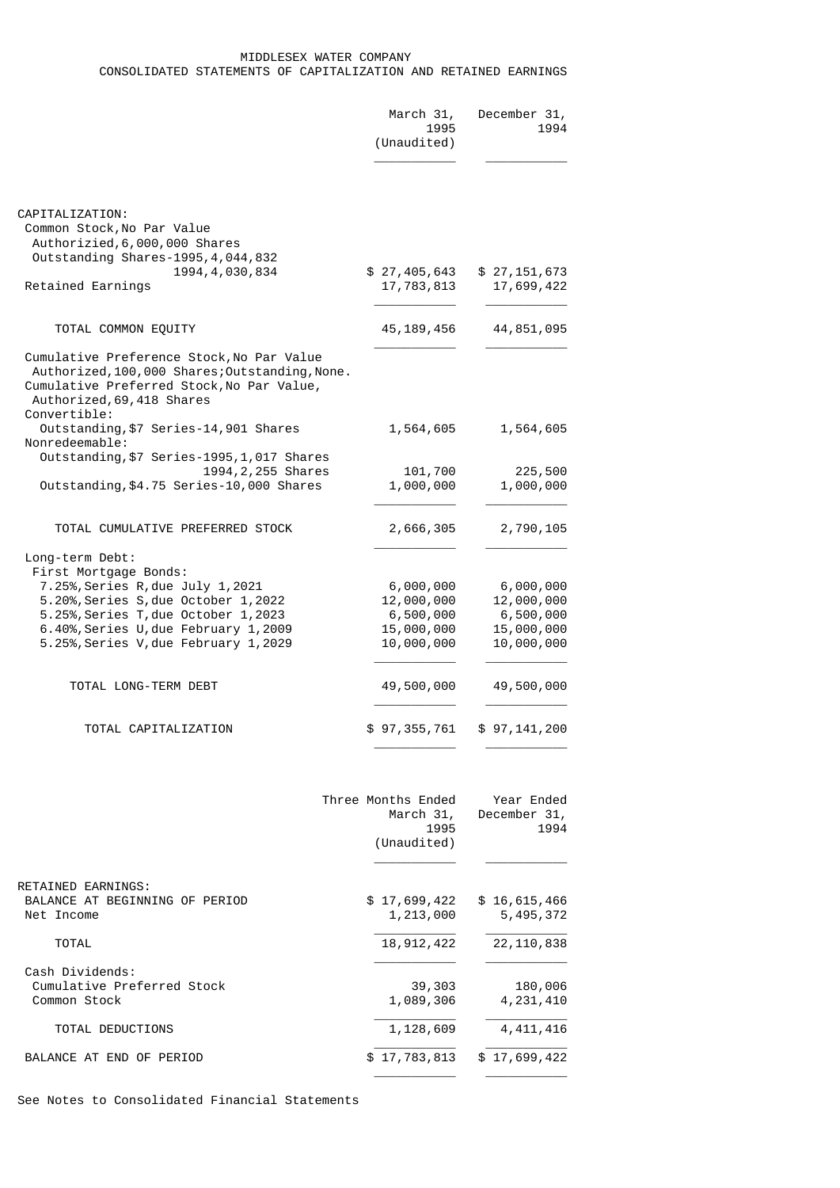# MIDDLESEX WATER COMPANY
## CONSOLIDATED STATEMENTS OF CAPITALIZATION AND RETAINED EARNINGS

| | March 31, 1995 (Unaudited) | December 31, 1994 |
|---|---|---|
| CAPITALIZATION: | | |
| Common Stock,No Par Value Authorizied,6,000,000 Shares Outstanding Shares-1995,4,044,832 1994,4,030,834 | $ 27,405,643 | $ 27,151,673 |
| Retained Earnings | 17,783,813 | 17,699,422 |
| TOTAL COMMON EQUITY | 45,189,456 | 44,851,095 |
| Cumulative Preference Stock,No Par Value Authorized,100,000 Shares;Outstanding,None. | | |
| Cumulative Preferred Stock,No Par Value, Authorized,69,418 Shares | | |
| Convertible: | | |
| Outstanding,$7 Series-14,901 Shares | 1,564,605 | 1,564,605 |
| Nonredeemable: | | |
| Outstanding,$7 Series-1995,1,017 Shares 1994,2,255 Shares | 101,700 | 225,500 |
| Outstanding,$4.75 Series-10,000 Shares | 1,000,000 | 1,000,000 |
| TOTAL CUMULATIVE PREFERRED STOCK | 2,666,305 | 2,790,105 |
| Long-term Debt: | | |
| First Mortgage Bonds: | | |
| 7.25%,Series R,due July 1,2021 | 6,000,000 | 6,000,000 |
| 5.20%,Series S,due October 1,2022 | 12,000,000 | 12,000,000 |
| 5.25%,Series T,due October 1,2023 | 6,500,000 | 6,500,000 |
| 6.40%,Series U,due February 1,2009 | 15,000,000 | 15,000,000 |
| 5.25%,Series V,due February 1,2029 | 10,000,000 | 10,000,000 |
| TOTAL LONG-TERM DEBT | 49,500,000 | 49,500,000 |
| TOTAL CAPITALIZATION | $ 97,355,761 | $ 97,141,200 |

| | Three Months Ended March 31, 1995 (Unaudited) | Year Ended December 31, 1994 |
|---|---|---|
| RETAINED EARNINGS: | | |
| BALANCE AT BEGINNING OF PERIOD | $ 17,699,422 | $ 16,615,466 |
| Net Income | 1,213,000 | 5,495,372 |
| TOTAL | 18,912,422 | 22,110,838 |
| Cash Dividends: | | |
| Cumulative Preferred Stock | 39,303 | 180,006 |
| Common Stock | 1,089,306 | 4,231,410 |
| TOTAL DEDUCTIONS | 1,128,609 | 4,411,416 |
| BALANCE AT END OF PERIOD | $ 17,783,813 | $ 17,699,422 |

See Notes to Consolidated Financial Statements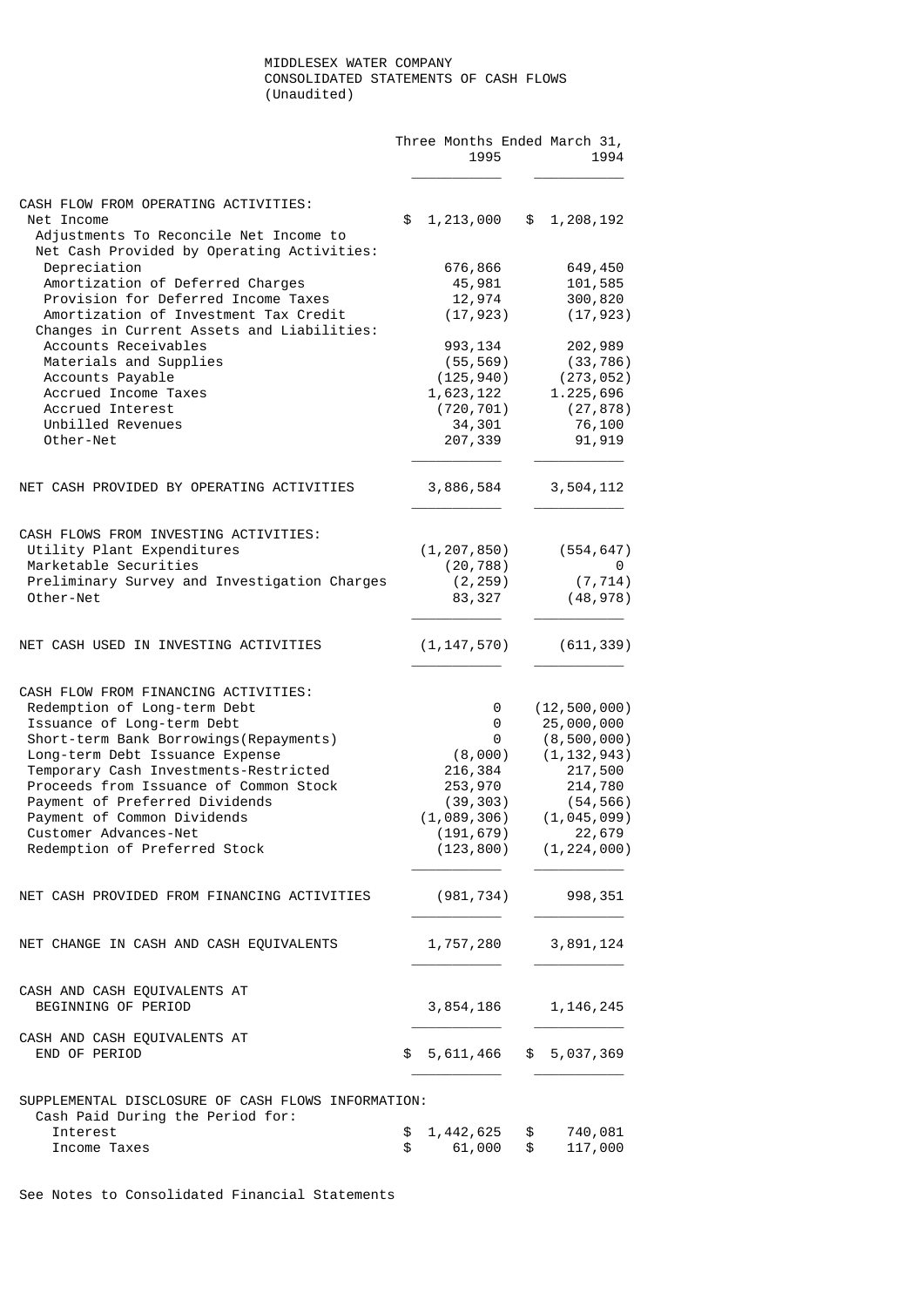MIDDLESEX WATER COMPANY
CONSOLIDATED STATEMENTS OF CASH FLOWS
(Unaudited)

| | Three Months Ended March 31, 1995 | 1994 |
|---|---|---|
| **CASH FLOW FROM OPERATING ACTIVITIES:** | | |
| Net Income | $ 1,213,000 | $ 1,208,192 |
| Adjustments To Reconcile Net Income to Net Cash Provided by Operating Activities: | | |
| Depreciation | 676,866 | 649,450 |
| Amortization of Deferred Charges | 45,981 | 101,585 |
| Provision for Deferred Income Taxes | 12,974 | 300,820 |
| Amortization of Investment Tax Credit | (17,923) | (17,923) |
| Changes in Current Assets and Liabilities: | | |
| Accounts Receivables | 993,134 | 202,989 |
| Materials and Supplies | (55,569) | (33,786) |
| Accounts Payable | (125,940) | (273,052) |
| Accrued Income Taxes | 1,623,122 | 1.225,696 |
| Accrued Interest | (720,701) | (27,878) |
| Unbilled Revenues | 34,301 | 76,100 |
| Other-Net | 207,339 | 91,919 |
| NET CASH PROVIDED BY OPERATING ACTIVITIES | 3,886,584 | 3,504,112 |
| **CASH FLOWS FROM INVESTING ACTIVITIES:** | | |
| Utility Plant Expenditures | (1,207,850) | (554,647) |
| Marketable Securities | (20,788) | 0 |
| Preliminary Survey and Investigation Charges | (2,259) | (7,714) |
| Other-Net | 83,327 | (48,978) |
| NET CASH USED IN INVESTING ACTIVITIES | (1,147,570) | (611,339) |
| **CASH FLOW FROM FINANCING ACTIVITIES:** | | |
| Redemption of Long-term Debt | 0 | (12,500,000) |
| Issuance of Long-term Debt | 0 | 25,000,000 |
| Short-term Bank Borrowings(Repayments) | 0 | (8,500,000) |
| Long-term Debt Issuance Expense | (8,000) | (1,132,943) |
| Temporary Cash Investments-Restricted | 216,384 | 217,500 |
| Proceeds from Issuance of Common Stock | 253,970 | 214,780 |
| Payment of Preferred Dividends | (39,303) | (54,566) |
| Payment of Common Dividends | (1,089,306) | (1,045,099) |
| Customer Advances-Net | (191,679) | 22,679 |
| Redemption of Preferred Stock | (123,800) | (1,224,000) |
| NET CASH PROVIDED FROM FINANCING ACTIVITIES | (981,734) | 998,351 |
| NET CHANGE IN CASH AND CASH EQUIVALENTS | 1,757,280 | 3,891,124 |
| CASH AND CASH EQUIVALENTS AT BEGINNING OF PERIOD | 3,854,186 | 1,146,245 |
| CASH AND CASH EQUIVALENTS AT END OF PERIOD | $ 5,611,466 | $ 5,037,369 |
| **SUPPLEMENTAL DISCLOSURE OF CASH FLOWS INFORMATION:** | | |
| Cash Paid During the Period for: | | |
| Interest | $ 1,442,625 | $ 740,081 |
| Income Taxes | $ 61,000 | $ 117,000 |

See Notes to Consolidated Financial Statements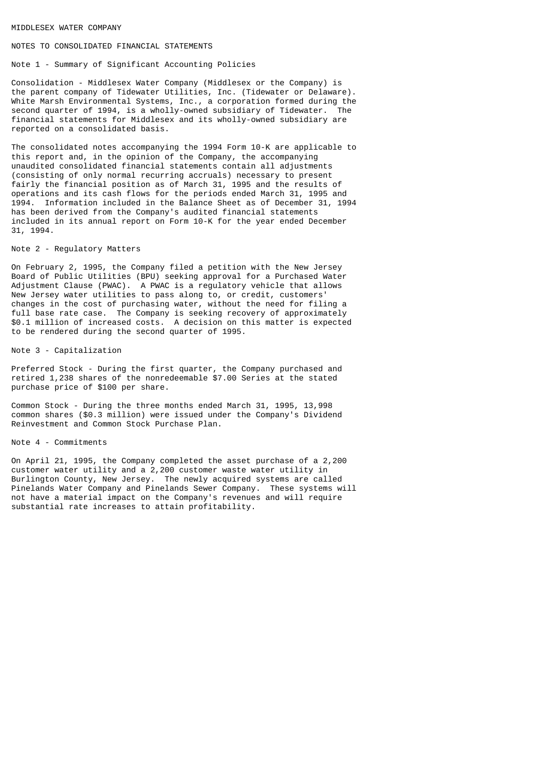MIDDLESEX WATER COMPANY

# NOTES TO CONSOLIDATED FINANCIAL STATEMENTS

## Note 1 - Summary of Significant Accounting Policies

Consolidation - Middlesex Water Company (Middlesex or the Company) is the parent company of Tidewater Utilities, Inc. (Tidewater or Delaware). White Marsh Environmental Systems, Inc., a corporation formed during the second quarter of 1994, is a wholly-owned subsidiary of Tidewater. The financial statements for Middlesex and its wholly-owned subsidiary are reported on a consolidated basis.

The consolidated notes accompanying the 1994 Form 10-K are applicable to this report and, in the opinion of the Company, the accompanying unaudited consolidated financial statements contain all adjustments (consisting of only normal recurring accruals) necessary to present fairly the financial position as of March 31, 1995 and the results of operations and its cash flows for the periods ended March 31, 1995 and 1994. Information included in the Balance Sheet as of December 31, 1994 has been derived from the Company's audited financial statements included in its annual report on Form 10-K for the year ended December 31, 1994.

## Note 2 - Regulatory Matters

On February 2, 1995, the Company filed a petition with the New Jersey Board of Public Utilities (BPU) seeking approval for a Purchased Water Adjustment Clause (PWAC). A PWAC is a regulatory vehicle that allows New Jersey water utilities to pass along to, or credit, customers' changes in the cost of purchasing water, without the need for filing a full base rate case. The Company is seeking recovery of approximately $0.1 million of increased costs. A decision on this matter is expected to be rendered during the second quarter of 1995.

## Note 3 - Capitalization

Preferred Stock - During the first quarter, the Company purchased and retired 1,238 shares of the nonredeemable $7.00 Series at the stated purchase price of $100 per share.

Common Stock - During the three months ended March 31, 1995, 13,998 common shares ($0.3 million) were issued under the Company's Dividend Reinvestment and Common Stock Purchase Plan.

## Note 4 - Commitments

On April 21, 1995, the Company completed the asset purchase of a 2,200 customer water utility and a 2,200 customer waste water utility in Burlington County, New Jersey. The newly acquired systems are called Pinelands Water Company and Pinelands Sewer Company. These systems will not have a material impact on the Company's revenues and will require substantial rate increases to attain profitability.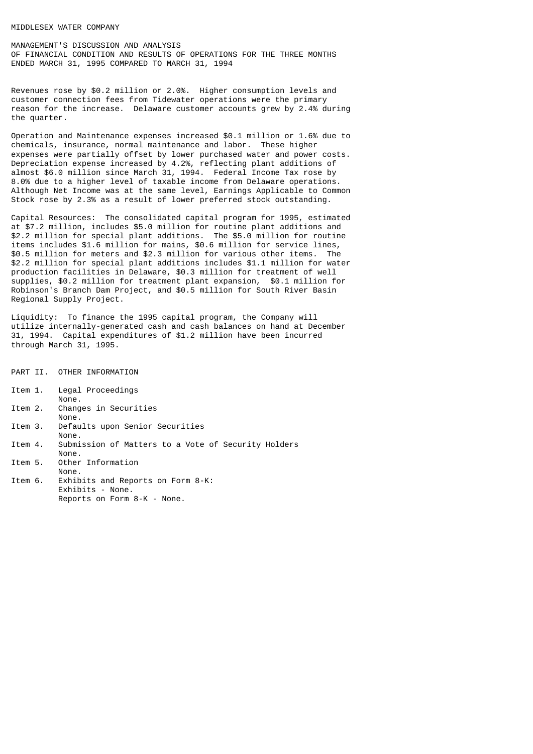MIDDLESEX WATER COMPANY

## MANAGEMENT'S DISCUSSION AND ANALYSIS OF FINANCIAL CONDITION AND RESULTS OF OPERATIONS FOR THE THREE MONTHS ENDED MARCH 31, 1995 COMPARED TO MARCH 31, 1994

Revenues rose by $0.2 million or 2.0%. Higher consumption levels and customer connection fees from Tidewater operations were the primary reason for the increase. Delaware customer accounts grew by 2.4% during the quarter.

Operation and Maintenance expenses increased $0.1 million or 1.6% due to chemicals, insurance, normal maintenance and labor. These higher expenses were partially offset by lower purchased water and power costs. Depreciation expense increased by 4.2%, reflecting plant additions of almost $6.0 million since March 31, 1994. Federal Income Tax rose by 8.0% due to a higher level of taxable income from Delaware operations. Although Net Income was at the same level, Earnings Applicable to Common Stock rose by 2.3% as a result of lower preferred stock outstanding.

Capital Resources: The consolidated capital program for 1995, estimated at $7.2 million, includes $5.0 million for routine plant additions and $2.2 million for special plant additions. The $5.0 million for routine items includes $1.6 million for mains, $0.6 million for service lines, $0.5 million for meters and $2.3 million for various other items. The $2.2 million for special plant additions includes $1.1 million for water production facilities in Delaware, $0.3 million for treatment of well supplies, $0.2 million for treatment plant expansion, $0.1 million for Robinson's Branch Dam Project, and $0.5 million for South River Basin Regional Supply Project.

Liquidity: To finance the 1995 capital program, the Company will utilize internally-generated cash and cash balances on hand at December 31, 1994. Capital expenditures of $1.2 million have been incurred through March 31, 1995.

## PART II. OTHER INFORMATION

Item 1. Legal Proceedings
None.

Item 2. Changes in Securities
None.

Item 3. Defaults upon Senior Securities
None.

Item 4. Submission of Matters to a Vote of Security Holders
None.

Item 5. Other Information
None.

Item 6. Exhibits and Reports on Form 8-K:
Exhibits - None.
Reports on Form 8-K - None.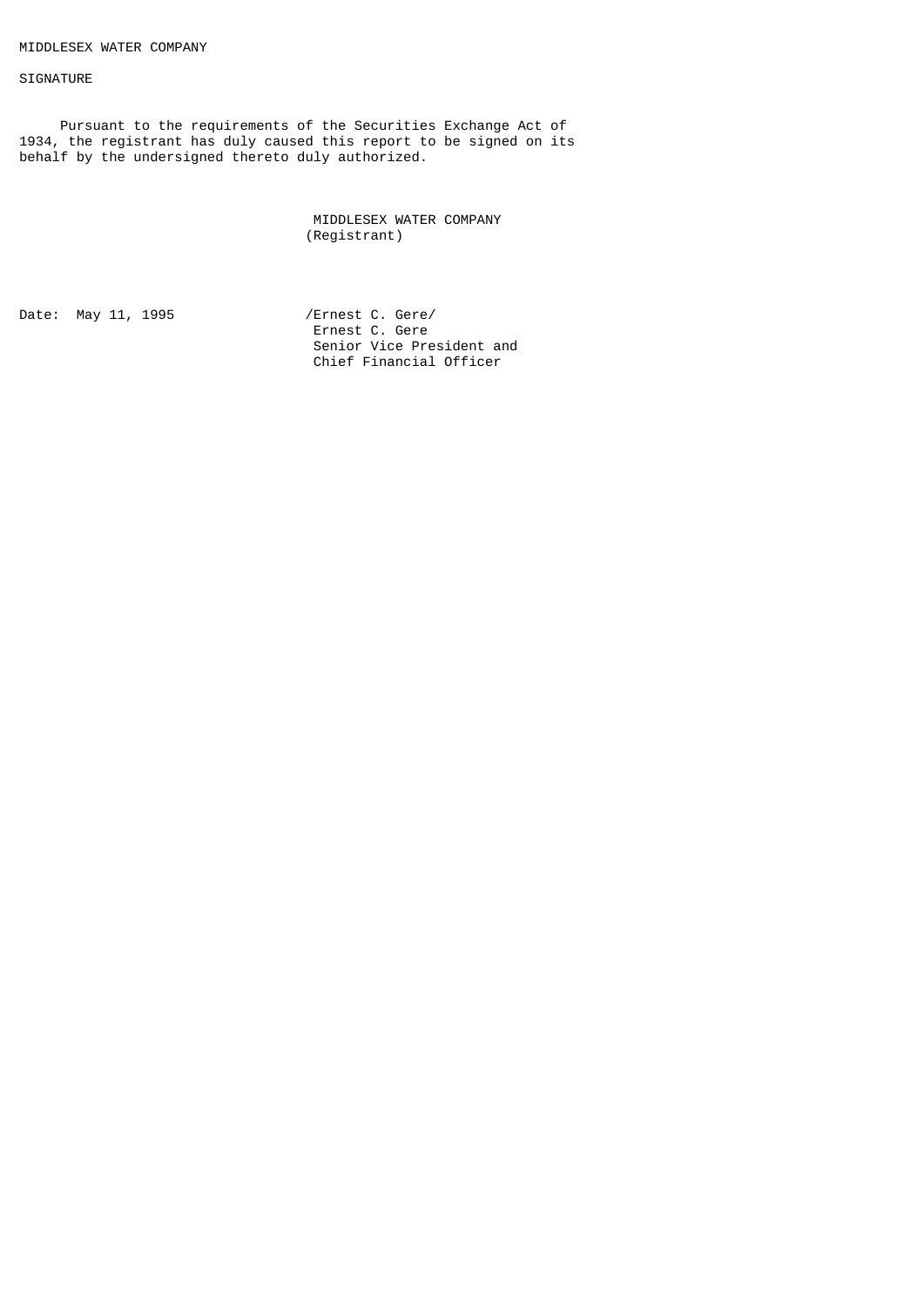MIDDLESEX WATER COMPANY

SIGNATURE

Pursuant to the requirements of the Securities Exchange Act of 1934, the registrant has duly caused this report to be signed on its behalf by the undersigned thereto duly authorized.

MIDDLESEX WATER COMPANY
(Registrant)

Date: May 11, 1995

/Ernest C. Gere/
Ernest C. Gere
Senior Vice President and
Chief Financial Officer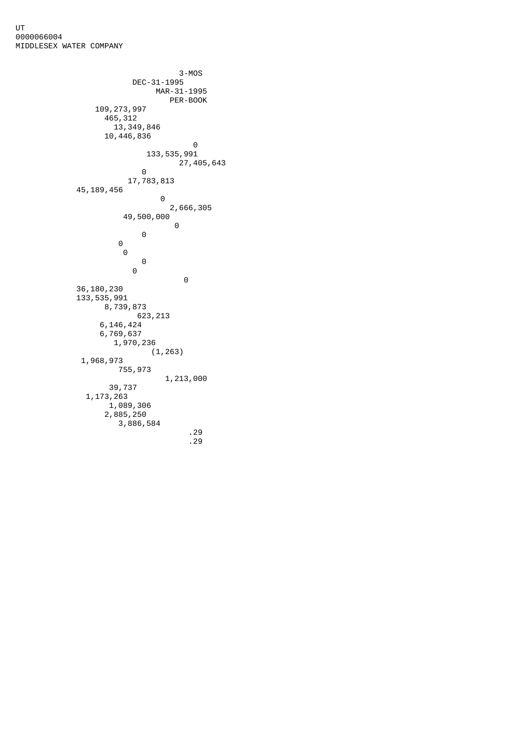UT
0000066004
MIDDLESEX WATER COMPANY

```
3-MOS
DEC-31-1995
MAR-31-1995
PER-BOOK
109,273,997
465,312
13,349,846
10,446,836
0
133,535,991
27,405,643
0
17,783,813
45,189,456
0
2,666,305
49,500,000
0
0
0
0
0
0
0
36,180,230
133,535,991
8,739,873
623,213
6,146,424
6,769,637
1,970,236
(1,263)
1,968,973
755,973
1,213,000
39,737
1,173,263
1,089,306
2,885,250
3,886,584
.29
.29
```